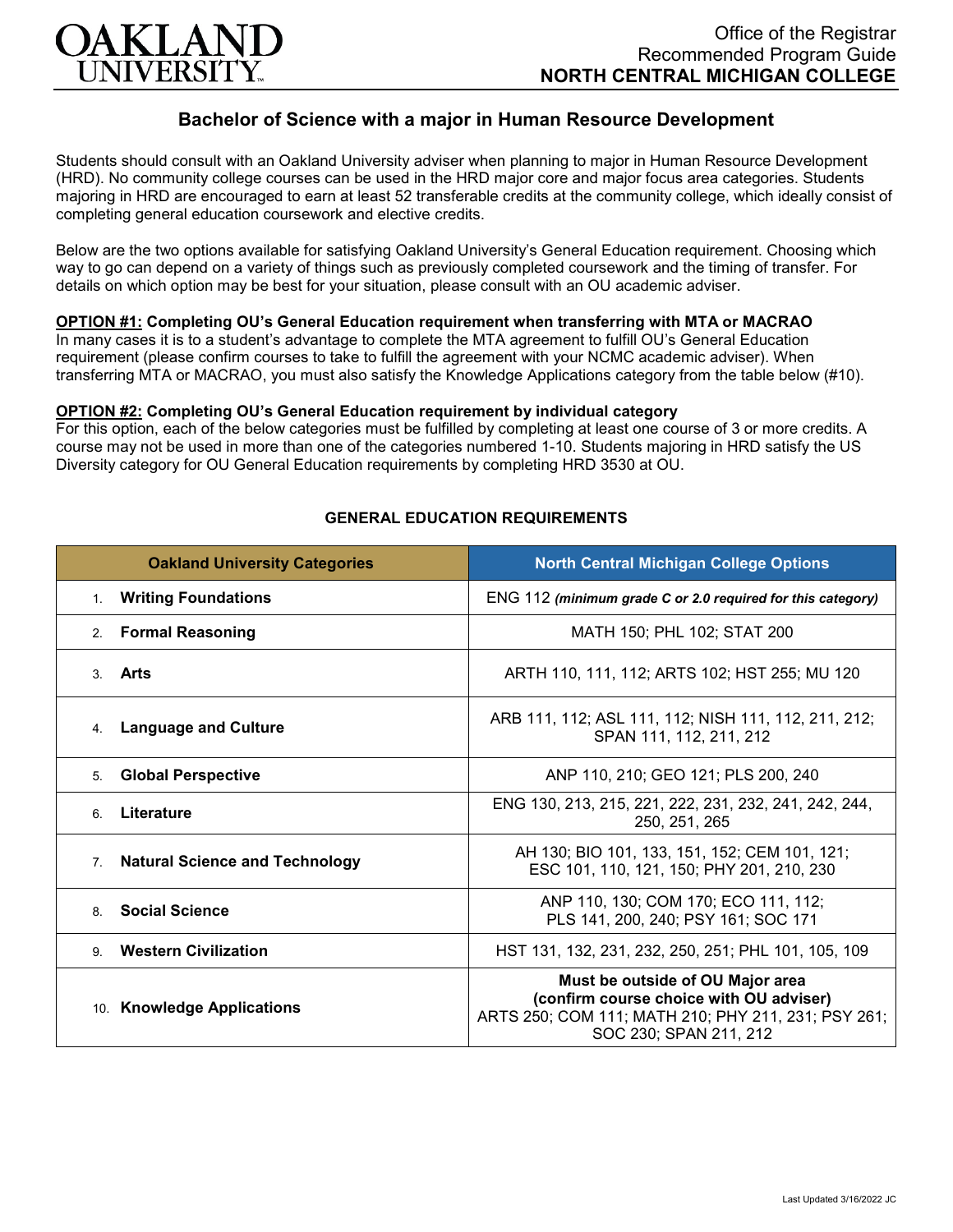# OAKLAND UNIVERSITY

Office of the Registrar
Recommended Program Guide
**NORTH CENTRAL MICHIGAN COLLEGE**

## Bachelor of Science with a major in Human Resource Development

Students should consult with an Oakland University adviser when planning to major in Human Resource Development (HRD). No community college courses can be used in the HRD major core and major focus area categories. Students majoring in HRD are encouraged to earn at least 52 transferable credits at the community college, which ideally consist of completing general education coursework and elective credits.

Below are the two options available for satisfying Oakland University's General Education requirement. Choosing which way to go can depend on a variety of things such as previously completed coursework and the timing of transfer. For details on which option may be best for your situation, please consult with an OU academic adviser.

**OPTION #1: Completing OU's General Education requirement when transferring with MTA or MACRAO**
In many cases it is to a student's advantage to complete the MTA agreement to fulfill OU's General Education requirement (please confirm courses to take to fulfill the agreement with your NCMC academic adviser). When transferring MTA or MACRAO, you must also satisfy the Knowledge Applications category from the table below (#10).

**OPTION #2: Completing OU's General Education requirement by individual category**
For this option, each of the below categories must be fulfilled by completing at least one course of 3 or more credits. A course may not be used in more than one of the categories numbered 1-10. Students majoring in HRD satisfy the US Diversity category for OU General Education requirements by completing HRD 3530 at OU.

### GENERAL EDUCATION REQUIREMENTS

| Oakland University Categories | North Central Michigan College Options |
|---|---|
| 1. **Writing Foundations** | ENG 112 ***(minimum grade C or 2.0 required for this category)*** |
| 2. **Formal Reasoning** | MATH 150; PHL 102; STAT 200 |
| 3. **Arts** | ARTH 110, 111, 112; ARTS 102; HST 255; MU 120 |
| 4. **Language and Culture** | ARB 111, 112; ASL 111, 112; NISH 111, 112, 211, 212; SPAN 111, 112, 211, 212 |
| 5. **Global Perspective** | ANP 110, 210; GEO 121; PLS 200, 240 |
| 6. **Literature** | ENG 130, 213, 215, 221, 222, 231, 232, 241, 242, 244, 250, 251, 265 |
| 7. **Natural Science and Technology** | AH 130; BIO 101, 133, 151, 152; CEM 101, 121; ESC 101, 110, 121, 150; PHY 201, 210, 230 |
| 8. **Social Science** | ANP 110, 130; COM 170; ECO 111, 112; PLS 141, 200, 240; PSY 161; SOC 171 |
| 9. **Western Civilization** | HST 131, 132, 231, 232, 250, 251; PHL 101, 105, 109 |
| 10. **Knowledge Applications** | **Must be outside of OU Major area (confirm course choice with OU adviser)** ARTS 250; COM 111; MATH 210; PHY 211, 231; PSY 261; SOC 230; SPAN 211, 212 |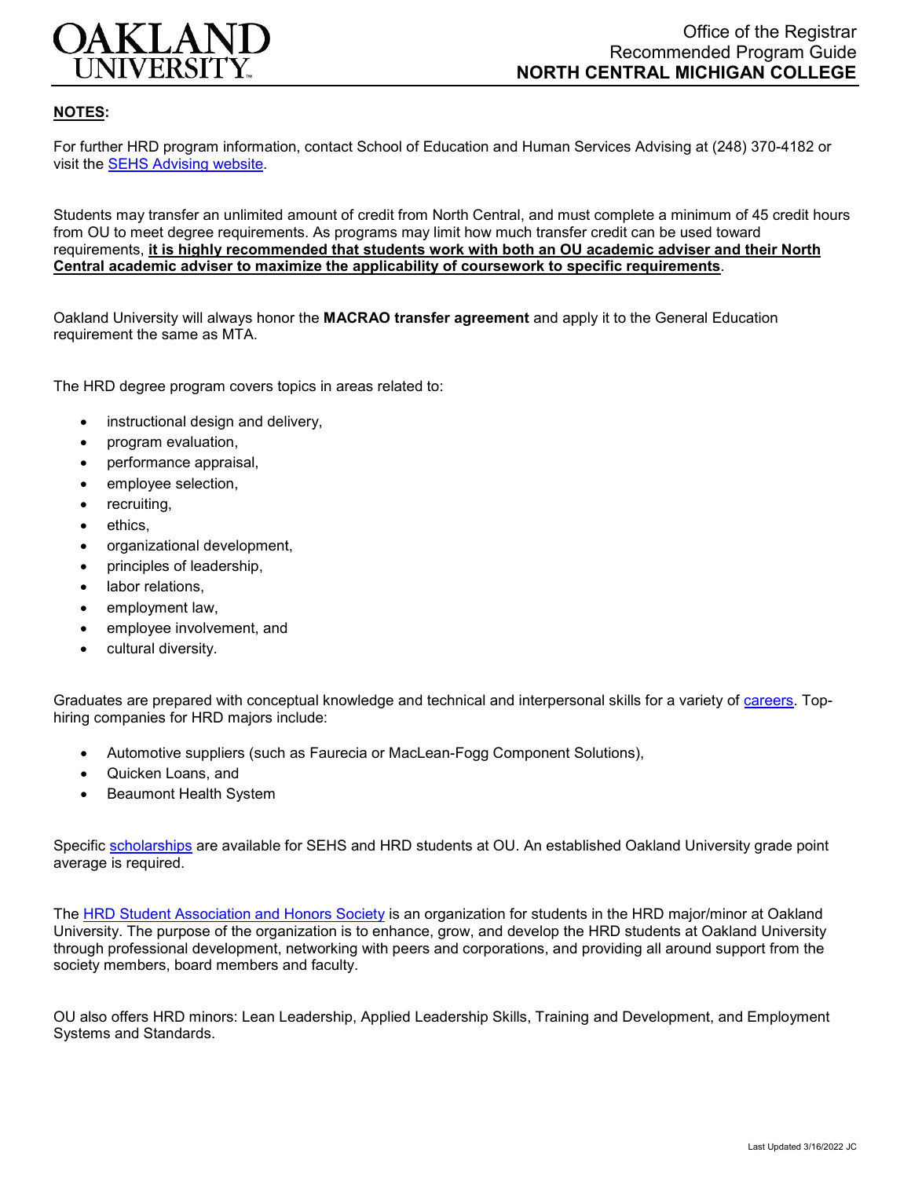**NOTES:**

For further HRD program information, contact School of Education and Human Services Advising at (248) 370-4182 or visit the SEHS Advising website.

Students may transfer an unlimited amount of credit from North Central, and must complete a minimum of 45 credit hours from OU to meet degree requirements. As programs may limit how much transfer credit can be used toward requirements, **it is highly recommended that students work with both an OU academic adviser and their North Central academic adviser to maximize the applicability of coursework to specific requirements**.

Oakland University will always honor the **MACRAO transfer agreement** and apply it to the General Education requirement the same as MTA.

The HRD degree program covers topics in areas related to:

- instructional design and delivery,
- program evaluation,
- performance appraisal,
- employee selection,
- recruiting,
- ethics,
- organizational development,
- principles of leadership,
- labor relations,
- employment law,
- employee involvement, and
- cultural diversity.

Graduates are prepared with conceptual knowledge and technical and interpersonal skills for a variety of careers. Top-hiring companies for HRD majors include:

- Automotive suppliers (such as Faurecia or MacLean-Fogg Component Solutions),
- Quicken Loans, and
- Beaumont Health System

Specific scholarships are available for SEHS and HRD students at OU. An established Oakland University grade point average is required.

The HRD Student Association and Honors Society is an organization for students in the HRD major/minor at Oakland University. The purpose of the organization is to enhance, grow, and develop the HRD students at Oakland University through professional development, networking with peers and corporations, and providing all around support from the society members, board members and faculty.

OU also offers HRD minors: Lean Leadership, Applied Leadership Skills, Training and Development, and Employment Systems and Standards.